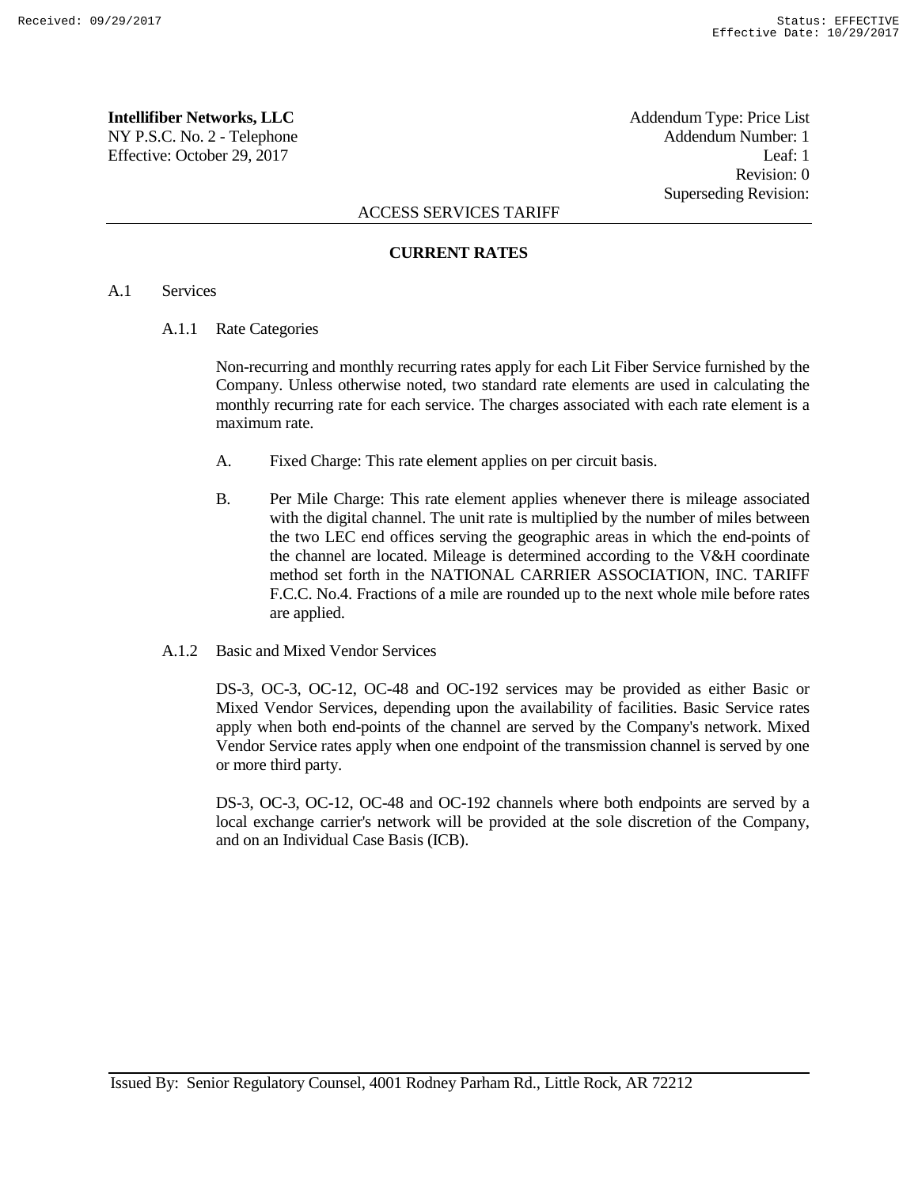**Intellifiber Networks, LLC**
NY P.S.C. No. 2 - Telephone
Effective: October 29, 2017

Addendum Type: Price List
Addendum Number: 1
Leaf: 1
Revision: 0
Superseding Revision:

ACCESS SERVICES TARIFF

## CURRENT RATES

A.1 Services

A.1.1 Rate Categories

Non-recurring and monthly recurring rates apply for each Lit Fiber Service furnished by the Company. Unless otherwise noted, two standard rate elements are used in calculating the monthly recurring rate for each service. The charges associated with each rate element is a maximum rate.

A. Fixed Charge: This rate element applies on per circuit basis.

B. Per Mile Charge: This rate element applies whenever there is mileage associated with the digital channel. The unit rate is multiplied by the number of miles between the two LEC end offices serving the geographic areas in which the end-points of the channel are located. Mileage is determined according to the V&H coordinate method set forth in the NATIONAL CARRIER ASSOCIATION, INC. TARIFF F.C.C. No.4. Fractions of a mile are rounded up to the next whole mile before rates are applied.

A.1.2 Basic and Mixed Vendor Services

DS-3, OC-3, OC-12, OC-48 and OC-192 services may be provided as either Basic or Mixed Vendor Services, depending upon the availability of facilities. Basic Service rates apply when both end-points of the channel are served by the Company's network. Mixed Vendor Service rates apply when one endpoint of the transmission channel is served by one or more third party.

DS-3, OC-3, OC-12, OC-48 and OC-192 channels where both endpoints are served by a local exchange carrier's network will be provided at the sole discretion of the Company, and on an Individual Case Basis (ICB).

Issued By: Senior Regulatory Counsel, 4001 Rodney Parham Rd., Little Rock, AR 72212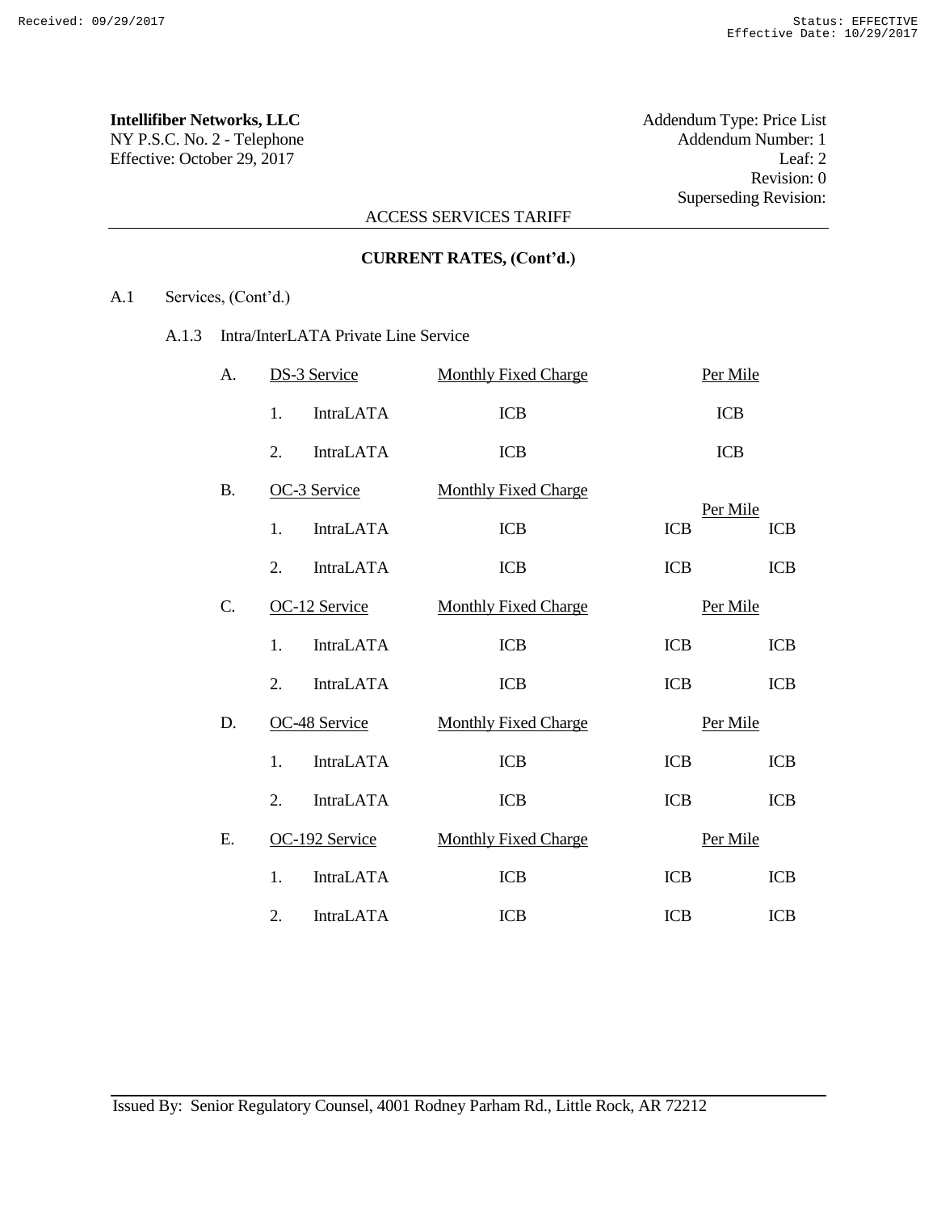**Intellifiber Networks, LLC**
NY P.S.C. No. 2 - Telephone
Effective: October 29, 2017

Addendum Type: Price List
Addendum Number: 1
Leaf: 2
Revision: 0
Superseding Revision:

ACCESS SERVICES TARIFF

**CURRENT RATES, (Cont'd.)**

A.1 Services, (Cont'd.)

A.1.3 Intra/InterLATA Private Line Service

| | | Monthly Fixed Charge | Per Mile | |
|---|---|---|---|---|
| A. | DS-3 Service | Monthly Fixed Charge | Per Mile | |
| | 1. IntraLATA | ICB | ICB | |
| | 2. IntraLATA | ICB | ICB | |
| B. | OC-3 Service | Monthly Fixed Charge | Per Mile | |
| | 1. IntraLATA | ICB | ICB | ICB |
| | 2. IntraLATA | ICB | ICB | ICB |
| C. | OC-12 Service | Monthly Fixed Charge | Per Mile | |
| | 1. IntraLATA | ICB | ICB | ICB |
| | 2. IntraLATA | ICB | ICB | ICB |
| D. | OC-48 Service | Monthly Fixed Charge | Per Mile | |
| | 1. IntraLATA | ICB | ICB | ICB |
| | 2. IntraLATA | ICB | ICB | ICB |
| E. | OC-192 Service | Monthly Fixed Charge | Per Mile | |
| | 1. IntraLATA | ICB | ICB | ICB |
| | 2. IntraLATA | ICB | ICB | ICB |

Issued By: Senior Regulatory Counsel, 4001 Rodney Parham Rd., Little Rock, AR 72212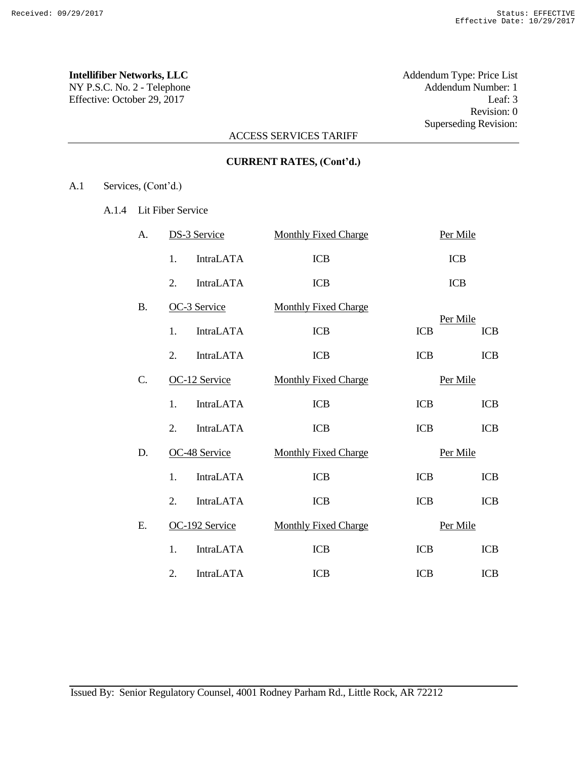**Intellifiber Networks, LLC**
NY P.S.C. No. 2 - Telephone
Effective: October 29, 2017

Addendum Type: Price List
Addendum Number: 1
Leaf: 3
Revision: 0
Superseding Revision:

ACCESS SERVICES TARIFF

**CURRENT RATES, (Cont'd.)**

A.1 Services, (Cont'd.)

A.1.4 Lit Fiber Service

| | | | Monthly Fixed Charge | Per Mile | |
|---|---|---|---|---|---|
| A. | DS-3 Service | | | | |
| | 1. | IntraLATA | ICB | ICB | |
| | 2. | IntraLATA | ICB | ICB | |
| B. | OC-3 Service | | | | |
| | 1. | IntraLATA | ICB | ICB | ICB |
| | 2. | IntraLATA | ICB | ICB | ICB |
| C. | OC-12 Service | | | | |
| | 1. | IntraLATA | ICB | ICB | ICB |
| | 2. | IntraLATA | ICB | ICB | ICB |
| D. | OC-48 Service | | | | |
| | 1. | IntraLATA | ICB | ICB | ICB |
| | 2. | IntraLATA | ICB | ICB | ICB |
| E. | OC-192 Service | | | | |
| | 1. | IntraLATA | ICB | ICB | ICB |
| | 2. | IntraLATA | ICB | ICB | ICB |

Issued By: Senior Regulatory Counsel, 4001 Rodney Parham Rd., Little Rock, AR 72212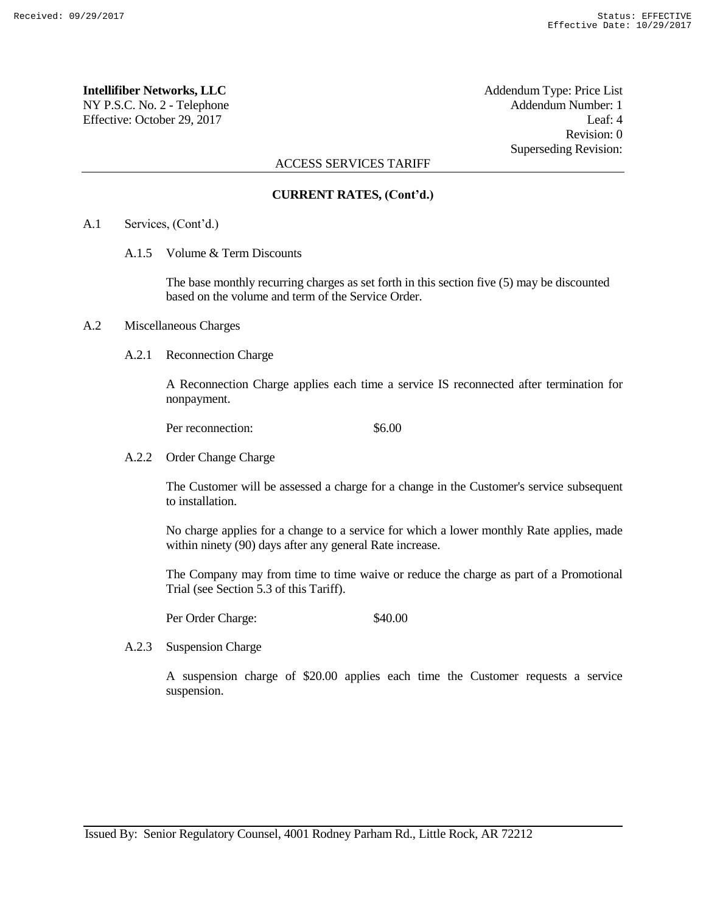**Intellifiber Networks, LLC**
NY P.S.C. No. 2 - Telephone
Effective: October 29, 2017

Addendum Type: Price List
Addendum Number: 1
Leaf: 4
Revision: 0
Superseding Revision:

ACCESS SERVICES TARIFF

**CURRENT RATES, (Cont'd.)**

A.1 Services, (Cont'd.)

A.1.5 Volume & Term Discounts

The base monthly recurring charges as set forth in this section five (5) may be discounted based on the volume and term of the Service Order.

A.2 Miscellaneous Charges

A.2.1 Reconnection Charge

A Reconnection Charge applies each time a service IS reconnected after termination for nonpayment.

Per reconnection: $6.00

A.2.2 Order Change Charge

The Customer will be assessed a charge for a change in the Customer's service subsequent to installation.

No charge applies for a change to a service for which a lower monthly Rate applies, made within ninety (90) days after any general Rate increase.

The Company may from time to time waive or reduce the charge as part of a Promotional Trial (see Section 5.3 of this Tariff).

Per Order Charge: $40.00

A.2.3 Suspension Charge

A suspension charge of $20.00 applies each time the Customer requests a service suspension.

Issued By: Senior Regulatory Counsel, 4001 Rodney Parham Rd., Little Rock, AR 72212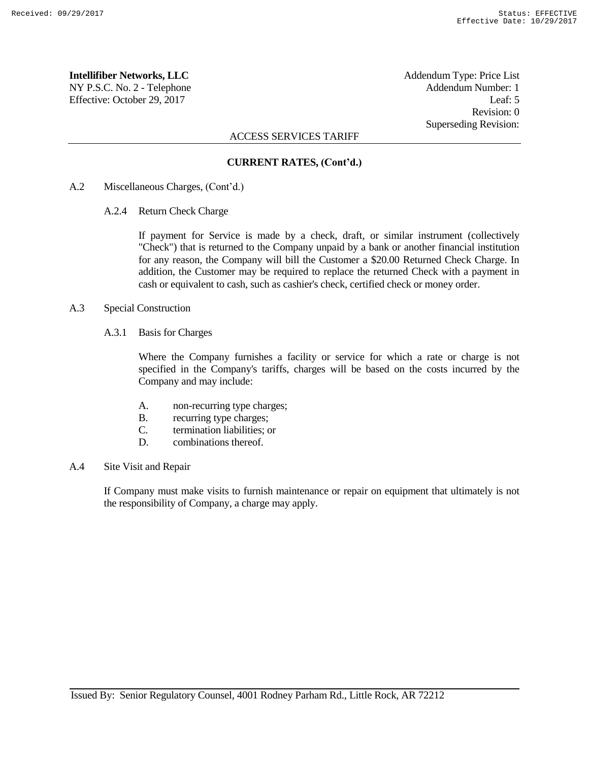**Intellifiber Networks, LLC**
NY P.S.C. No. 2 - Telephone
Effective: October 29, 2017

Addendum Type: Price List
Addendum Number: 1
Leaf: 5
Revision: 0
Superseding Revision:

ACCESS SERVICES TARIFF

## CURRENT RATES, (Cont'd.)

A.2 Miscellaneous Charges, (Cont'd.)

A.2.4 Return Check Charge

If payment for Service is made by a check, draft, or similar instrument (collectively "Check") that is returned to the Company unpaid by a bank or another financial institution for any reason, the Company will bill the Customer a $20.00 Returned Check Charge. In addition, the Customer may be required to replace the returned Check with a payment in cash or equivalent to cash, such as cashier's check, certified check or money order.

A.3 Special Construction

A.3.1 Basis for Charges

Where the Company furnishes a facility or service for which a rate or charge is not specified in the Company's tariffs, charges will be based on the costs incurred by the Company and may include:

A. non-recurring type charges;
B. recurring type charges;
C. termination liabilities; or
D. combinations thereof.

A.4 Site Visit and Repair

If Company must make visits to furnish maintenance or repair on equipment that ultimately is not the responsibility of Company, a charge may apply.

Issued By: Senior Regulatory Counsel, 4001 Rodney Parham Rd., Little Rock, AR 72212